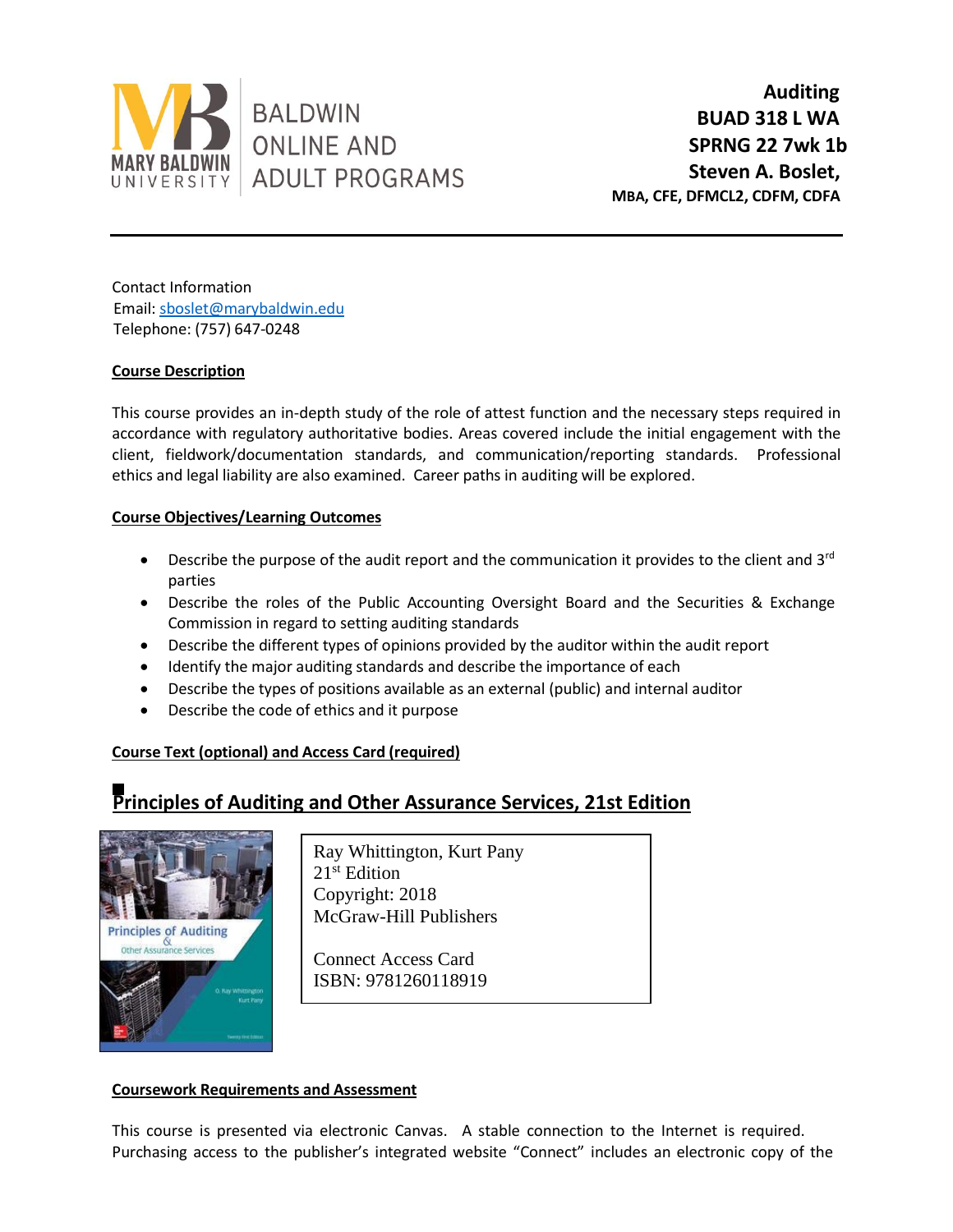MARY BALDWIN UNIVERSITY | BALDWIN ONLINE AND ADULT PROGRAMS

**Auditing**
**BUAD 318 L WA**
**SPRNG 22 7wk 1b**
**Steven A. Boslet,**
**MBA, CFE, DFMCL2, CDFM, CDFA**

---

Contact Information
Email: sboslet@marybaldwin.edu
Telephone: (757) 647-0248

## Course Description

This course provides an in-depth study of the role of attest function and the necessary steps required in accordance with regulatory authoritative bodies. Areas covered include the initial engagement with the client, fieldwork/documentation standards, and communication/reporting standards. Professional ethics and legal liability are also examined. Career paths in auditing will be explored.

## Course Objectives/Learning Outcomes

- Describe the purpose of the audit report and the communication it provides to the client and 3rd parties
- Describe the roles of the Public Accounting Oversight Board and the Securities & Exchange Commission in regard to setting auditing standards
- Describe the different types of opinions provided by the auditor within the audit report
- Identify the major auditing standards and describe the importance of each
- Describe the types of positions available as an external (public) and internal auditor
- Describe the code of ethics and it purpose

## Course Text (optional) and Access Card (required)

## Principles of Auditing and Other Assurance Services, 21st Edition

Ray Whittington, Kurt Pany
21st Edition
Copyright: 2018
McGraw-Hill Publishers

Connect Access Card
ISBN: 9781260118919

## Coursework Requirements and Assessment

This course is presented via electronic Canvas. A stable connection to the Internet is required. Purchasing access to the publisher's integrated website "Connect" includes an electronic copy of the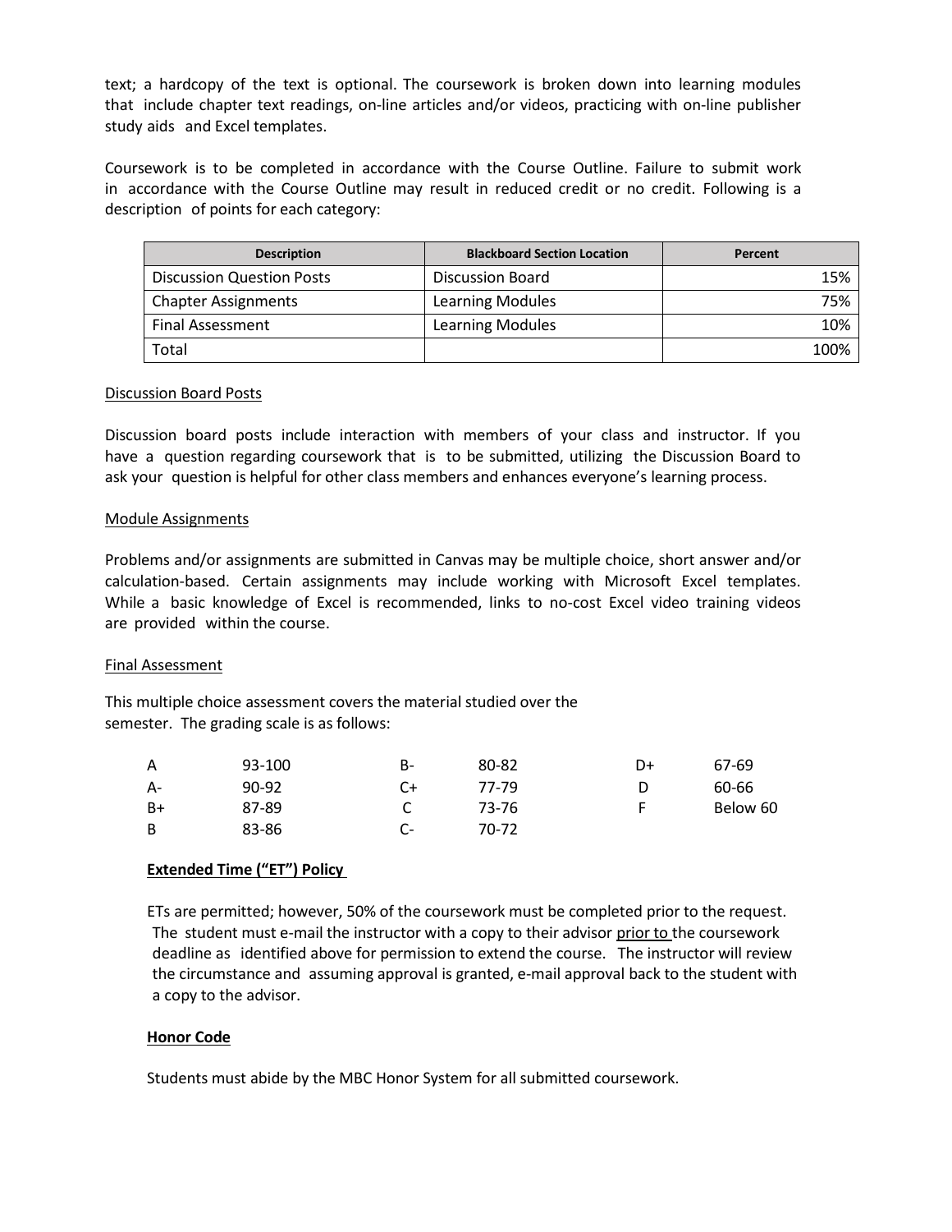text; a hardcopy of the text is optional. The coursework is broken down into learning modules that include chapter text readings, on-line articles and/or videos, practicing with on-line publisher study aids and Excel templates.

Coursework is to be completed in accordance with the Course Outline. Failure to submit work in accordance with the Course Outline may result in reduced credit or no credit. Following is a description of points for each category:

| Description | Blackboard Section Location | Percent |
|---|---|---|
| Discussion Question Posts | Discussion Board | 15% |
| Chapter Assignments | Learning Modules | 75% |
| Final Assessment | Learning Modules | 10% |
| Total | | 100% |

Discussion Board Posts

Discussion board posts include interaction with members of your class and instructor. If you have a question regarding coursework that is to be submitted, utilizing the Discussion Board to ask your question is helpful for other class members and enhances everyone's learning process.

Module Assignments

Problems and/or assignments are submitted in Canvas may be multiple choice, short answer and/or calculation-based. Certain assignments may include working with Microsoft Excel templates. While a basic knowledge of Excel is recommended, links to no-cost Excel video training videos are provided within the course.

Final Assessment

This multiple choice assessment covers the material studied over the semester. The grading scale is as follows:

| | | | | | |
|---|---|---|---|---|---|
| A | 93-100 | B- | 80-82 | D+ | 67-69 |
| A- | 90-92 | C+ | 77-79 | D | 60-66 |
| B+ | 87-89 | C | 73-76 | F | Below 60 |
| B | 83-86 | C- | 70-72 | | |

**Extended Time ("ET") Policy**

ETs are permitted; however, 50% of the coursework must be completed prior to the request. The student must e-mail the instructor with a copy to their advisor prior to the coursework deadline as identified above for permission to extend the course. The instructor will review the circumstance and assuming approval is granted, e-mail approval back to the student with a copy to the advisor.

**Honor Code**

Students must abide by the MBC Honor System for all submitted coursework.